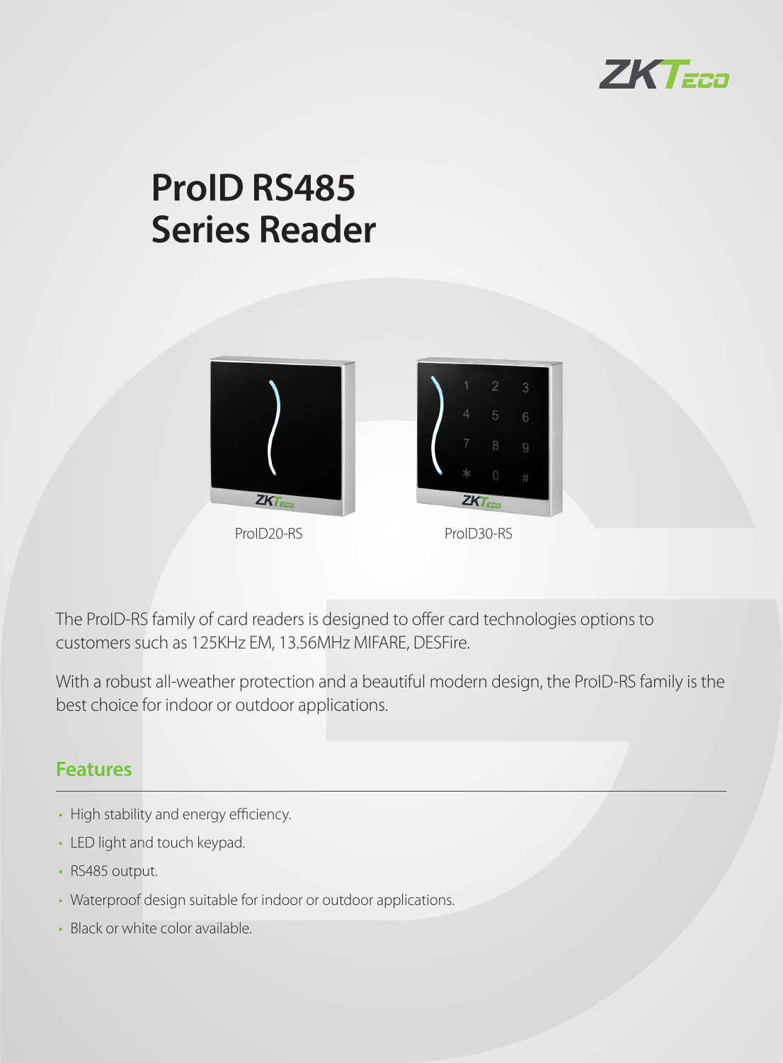# ProID RS485 Series Reader

ProID20-RS

ProID30-RS

The ProID-RS family of card readers is designed to offer card technologies options to customers such as 125KHz EM, 13.56MHz MIFARE, DESFire.

With a robust all-weather protection and a beautiful modern design, the ProID-RS family is the best choice for indoor or outdoor applications.

## Features

- High stability and energy efficiency.
- LED light and touch keypad.
- RS485 output.
- Waterproof design suitable for indoor or outdoor applications.
- Black or white color available.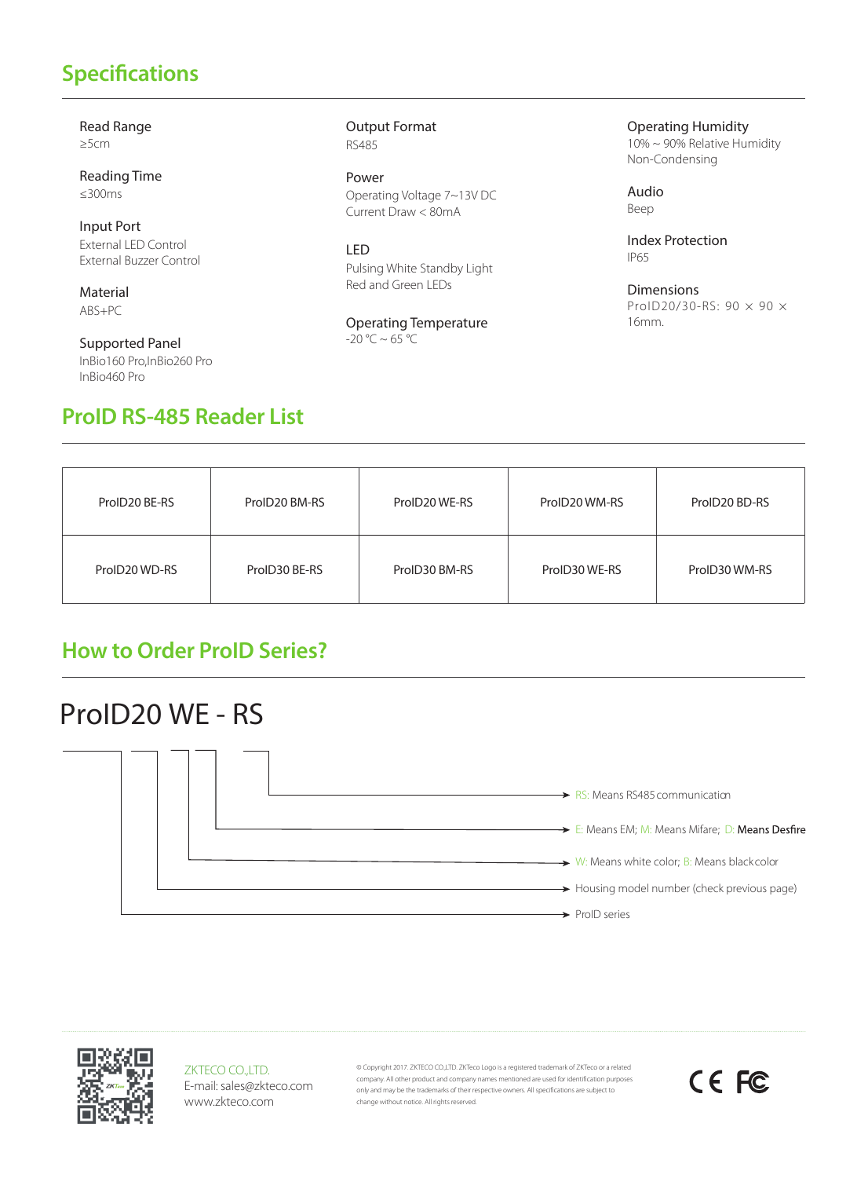## Specifications

**Read Range**
≥5cm

**Reading Time**
≤300ms

**Input Port**
External LED Control
External Buzzer Control

**Material**
ABS+PC

**Supported Panel**
InBio160 Pro,InBio260 Pro
InBio460 Pro

**Output Format**
RS485

**Power**
Operating Voltage 7~13V DC
Current Draw < 80mA

**LED**
Pulsing White Standby Light
Red and Green LEDs

**Operating Temperature**
-20 °C ~ 65 °C

**Operating Humidity**
10% ~ 90% Relative Humidity
Non-Condensing

**Audio**
Beep

**Index Protection**
IP65

**Dimensions**
ProID20/30-RS: 90 × 90 × 16mm.

## ProID RS-485 Reader List

| | | | | |
|---|---|---|---|---|
| ProID20 BE-RS | ProID20 BM-RS | ProID20 WE-RS | ProID20 WM-RS | ProID20 BD-RS |
| ProID20 WD-RS | ProID30 BE-RS | ProID30 BM-RS | ProID30 WE-RS | ProID30 WM-RS |

## How to Order ProID Series?

# ProID20 WE - RS

- RS: Means RS485 communication
- E: Means EM; M: Means Mifare; D: Means Desfire
- W: Means white color; B: Means black color
- Housing model number (check previous page)
- ProID series

ZKTECO CO.,LTD.
E-mail: sales@zkteco.com
www.zkteco.com

© Copyright 2017. ZKTECO CO.,LTD. ZKTeco Logo is a registered trademark of ZKTeco or a related company. All other product and company names mentioned are used for identification purposes only and may be the trademarks of their respective owners. All specifications are subject to change without notice. All rights reserved.